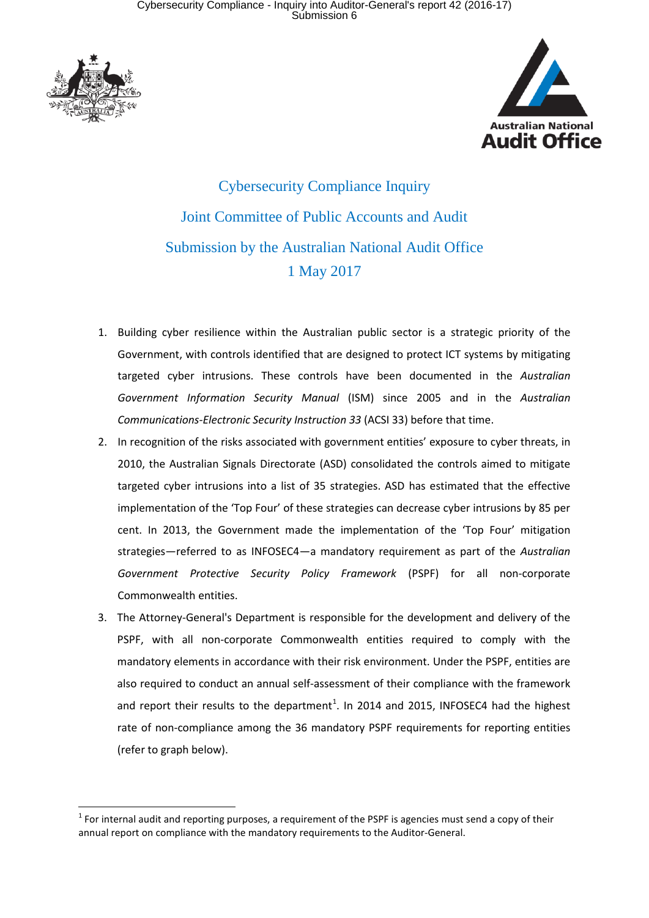# Cybersecurity Compliance Inquiry

## Joint Committee of Public Accounts and Audit

## Submission by the Australian National Audit Office

## 1 May 2017

1. Building cyber resilience within the Australian public sector is a strategic priority of the Government, with controls identified that are designed to protect ICT systems by mitigating targeted cyber intrusions. These controls have been documented in the *Australian Government Information Security Manual* (ISM) since 2005 and in the *Australian Communications-Electronic Security Instruction 33* (ACSI 33) before that time.
2. In recognition of the risks associated with government entities' exposure to cyber threats, in 2010, the Australian Signals Directorate (ASD) consolidated the controls aimed to mitigate targeted cyber intrusions into a list of 35 strategies. ASD has estimated that the effective implementation of the 'Top Four' of these strategies can decrease cyber intrusions by 85 per cent. In 2013, the Government made the implementation of the 'Top Four' mitigation strategies—referred to as INFOSEC4—a mandatory requirement as part of the *Australian Government Protective Security Policy Framework* (PSPF) for all non-corporate Commonwealth entities.
3. The Attorney-General's Department is responsible for the development and delivery of the PSPF, with all non-corporate Commonwealth entities required to comply with the mandatory elements in accordance with their risk environment. Under the PSPF, entities are also required to conduct an annual self-assessment of their compliance with the framework and report their results to the department[1]. In 2014 and 2015, INFOSEC4 had the highest rate of non-compliance among the 36 mandatory PSPF requirements for reporting entities (refer to graph below).

[1] For internal audit and reporting purposes, a requirement of the PSPF is agencies must send a copy of their annual report on compliance with the mandatory requirements to the Auditor-General.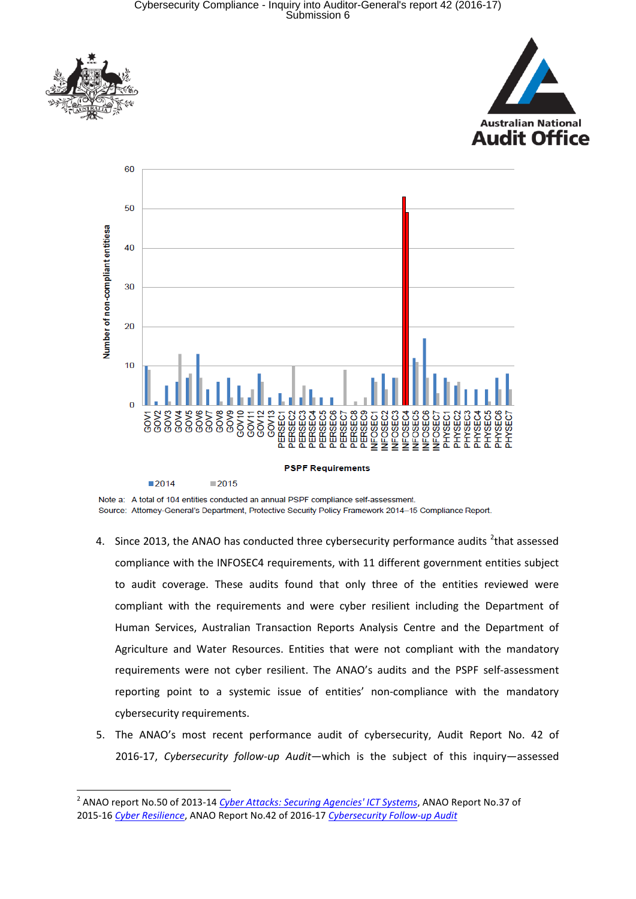Note a: A total of 104 entities conducted an annual PSPF compliance self-assessment.
Source: Attorney-General's Department, Protective Security Policy Framework 2014–15 Compliance Report.

4. Since 2013, the ANAO has conducted three cybersecurity performance audits [2] that assessed compliance with the INFOSEC4 requirements, with 11 different government entities subject to audit coverage. These audits found that only three of the entities reviewed were compliant with the requirements and were cyber resilient including the Department of Human Services, Australian Transaction Reports Analysis Centre and the Department of Agriculture and Water Resources. Entities that were not compliant with the mandatory requirements were not cyber resilient. The ANAO's audits and the PSPF self-assessment reporting point to a systemic issue of entities' non-compliance with the mandatory cybersecurity requirements.

5. The ANAO's most recent performance audit of cybersecurity, Audit Report No. 42 of 2016-17, *Cybersecurity follow-up Audit*—which is the subject of this inquiry—assessed

---

[2] ANAO report No.50 of 2013-14 *Cyber Attacks: Securing Agencies' ICT Systems*, ANAO Report No.37 of 2015-16 *Cyber Resilience*, ANAO Report No.42 of 2016-17 *Cybersecurity Follow-up Audit*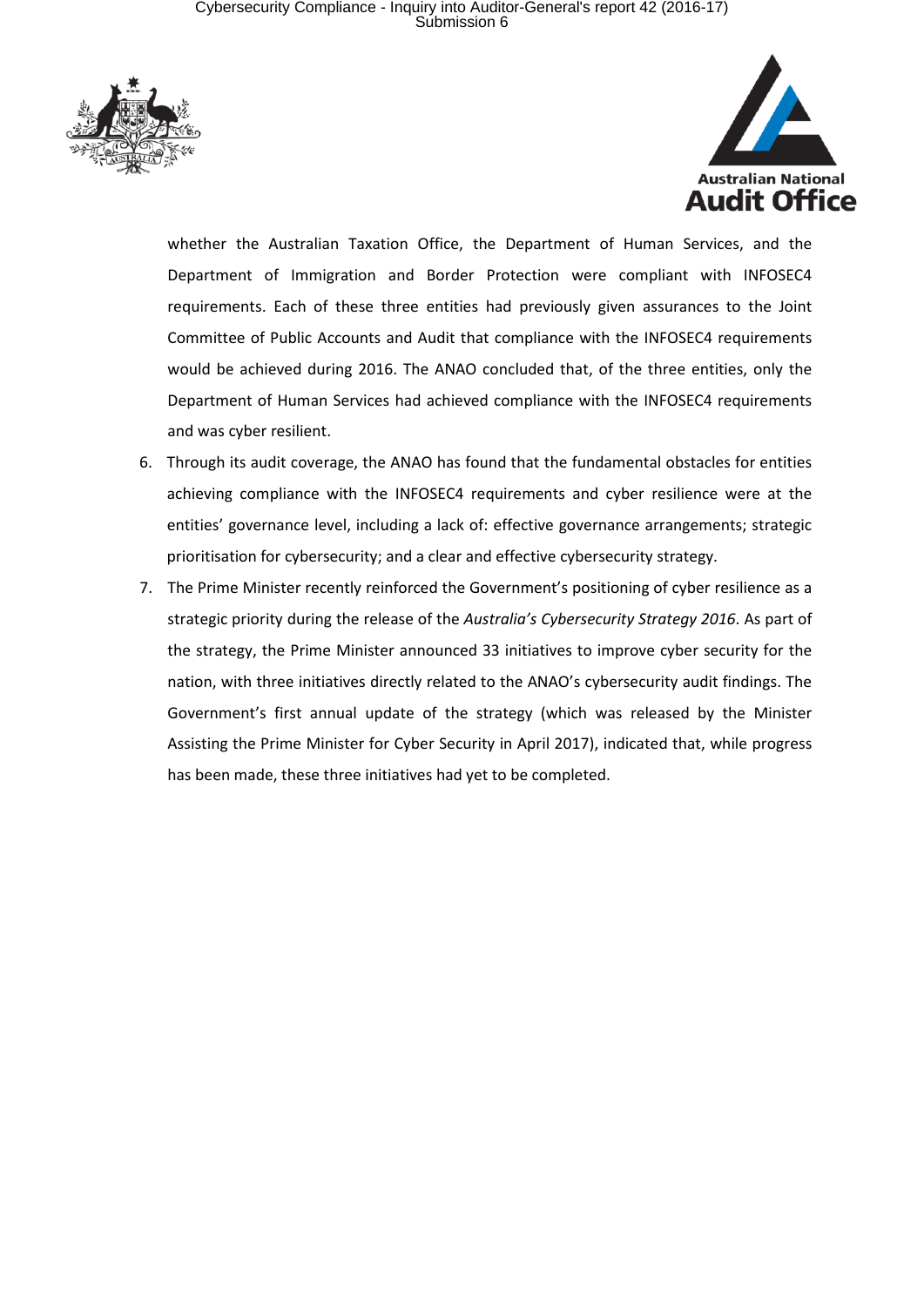whether the Australian Taxation Office, the Department of Human Services, and the Department of Immigration and Border Protection were compliant with INFOSEC4 requirements. Each of these three entities had previously given assurances to the Joint Committee of Public Accounts and Audit that compliance with the INFOSEC4 requirements would be achieved during 2016. The ANAO concluded that, of the three entities, only the Department of Human Services had achieved compliance with the INFOSEC4 requirements and was cyber resilient.

6. Through its audit coverage, the ANAO has found that the fundamental obstacles for entities achieving compliance with the INFOSEC4 requirements and cyber resilience were at the entities' governance level, including a lack of: effective governance arrangements; strategic prioritisation for cybersecurity; and a clear and effective cybersecurity strategy.
7. The Prime Minister recently reinforced the Government's positioning of cyber resilience as a strategic priority during the release of the *Australia's Cybersecurity Strategy 2016*. As part of the strategy, the Prime Minister announced 33 initiatives to improve cyber security for the nation, with three initiatives directly related to the ANAO's cybersecurity audit findings. The Government's first annual update of the strategy (which was released by the Minister Assisting the Prime Minister for Cyber Security in April 2017), indicated that, while progress has been made, these three initiatives had yet to be completed.